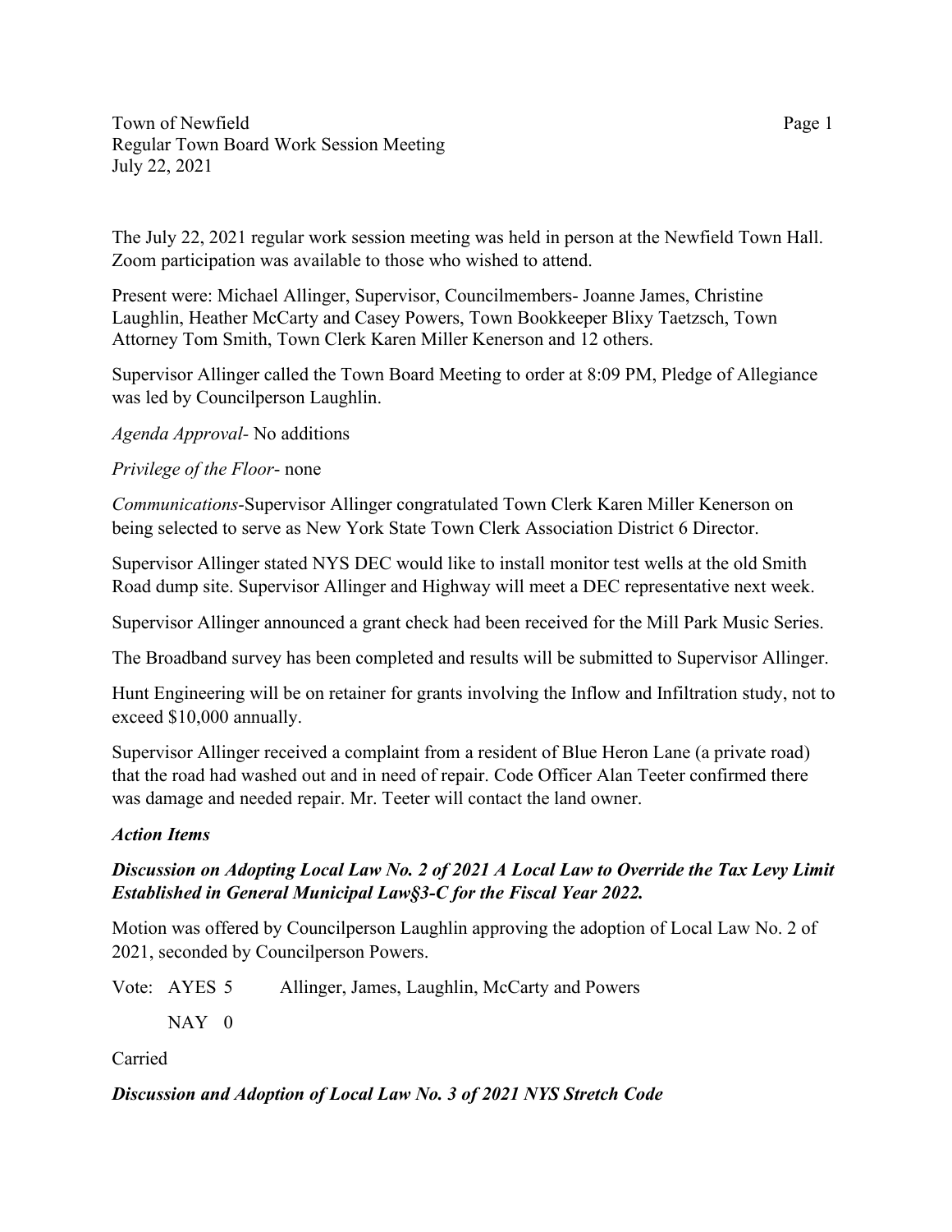Town of Newfield
Regular Town Board Work Session Meeting
July 22, 2021

The July 22, 2021 regular work session meeting was held in person at the Newfield Town Hall. Zoom participation was available to those who wished to attend.

Present were: Michael Allinger, Supervisor, Councilmembers- Joanne James, Christine Laughlin, Heather McCarty and Casey Powers, Town Bookkeeper Blixy Taetzsch, Town Attorney Tom Smith, Town Clerk Karen Miller Kenerson and 12 others.

Supervisor Allinger called the Town Board Meeting to order at 8:09 PM, Pledge of Allegiance was led by Councilperson Laughlin.

*Agenda Approval-* No additions

*Privilege of the Floor-* none

*Communications-*Supervisor Allinger congratulated Town Clerk Karen Miller Kenerson on being selected to serve as New York State Town Clerk Association District 6 Director.

Supervisor Allinger stated NYS DEC would like to install monitor test wells at the old Smith Road dump site. Supervisor Allinger and Highway will meet a DEC representative next week.

Supervisor Allinger announced a grant check had been received for the Mill Park Music Series.

The Broadband survey has been completed and results will be submitted to Supervisor Allinger.

Hunt Engineering will be on retainer for grants involving the Inflow and Infiltration study, not to exceed $10,000 annually.

Supervisor Allinger received a complaint from a resident of Blue Heron Lane (a private road) that the road had washed out and in need of repair. Code Officer Alan Teeter confirmed there was damage and needed repair. Mr. Teeter will contact the land owner.

***Action Items***

***Discussion on Adopting Local Law No. 2 of 2021 A Local Law to Override the Tax Levy Limit Established in General Municipal Law§3-C for the Fiscal Year 2022.***

Motion was offered by Councilperson Laughlin approving the adoption of Local Law No. 2 of 2021, seconded by Councilperson Powers.

Vote: AYES 5 Allinger, James, Laughlin, McCarty and Powers

NAY 0

Carried

***Discussion and Adoption of Local Law No. 3 of 2021 NYS Stretch Code***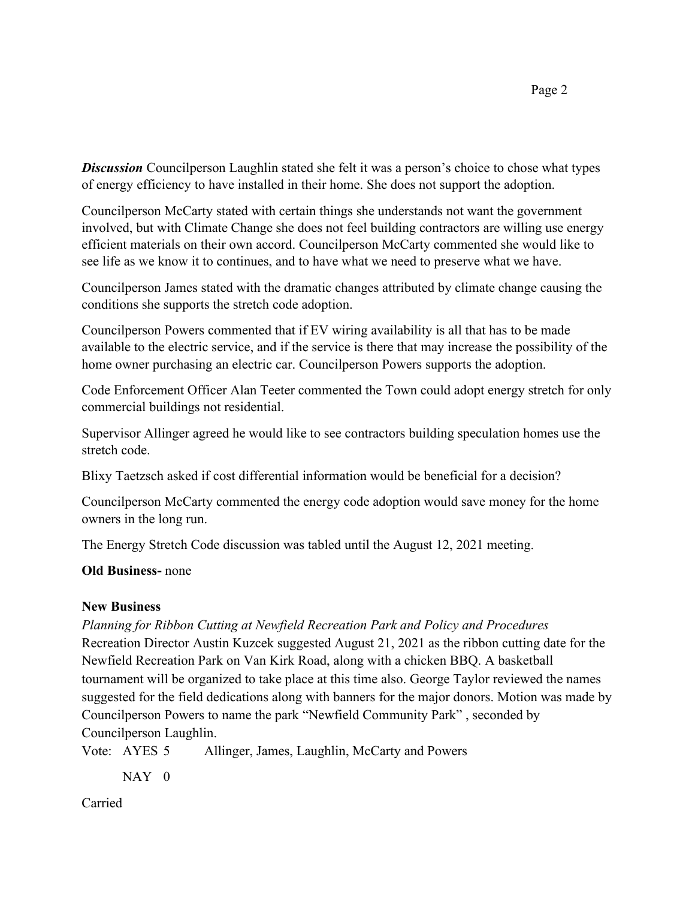***Discussion*** Councilperson Laughlin stated she felt it was a person's choice to chose what types of energy efficiency to have installed in their home. She does not support the adoption.

Councilperson McCarty stated with certain things she understands not want the government involved, but with Climate Change she does not feel building contractors are willing use energy efficient materials on their own accord. Councilperson McCarty commented she would like to see life as we know it to continues, and to have what we need to preserve what we have.

Councilperson James stated with the dramatic changes attributed by climate change causing the conditions she supports the stretch code adoption.

Councilperson Powers commented that if EV wiring availability is all that has to be made available to the electric service, and if the service is there that may increase the possibility of the home owner purchasing an electric car. Councilperson Powers supports the adoption.

Code Enforcement Officer Alan Teeter commented the Town could adopt energy stretch for only commercial buildings not residential.

Supervisor Allinger agreed he would like to see contractors building speculation homes use the stretch code.

Blixy Taetzsch asked if cost differential information would be beneficial for a decision?

Councilperson McCarty commented the energy code adoption would save money for the home owners in the long run.

The Energy Stretch Code discussion was tabled until the August 12, 2021 meeting.

**Old Business-** none

**New Business**

*Planning for Ribbon Cutting at Newfield Recreation Park and Policy and Procedures*
Recreation Director Austin Kuzcek suggested August 21, 2021 as the ribbon cutting date for the Newfield Recreation Park on Van Kirk Road, along with a chicken BBQ. A basketball tournament will be organized to take place at this time also. George Taylor reviewed the names suggested for the field dedications along with banners for the major donors. Motion was made by Councilperson Powers to name the park "Newfield Community Park" , seconded by Councilperson Laughlin.

Vote: AYES 5 Allinger, James, Laughlin, McCarty and Powers

NAY 0

Carried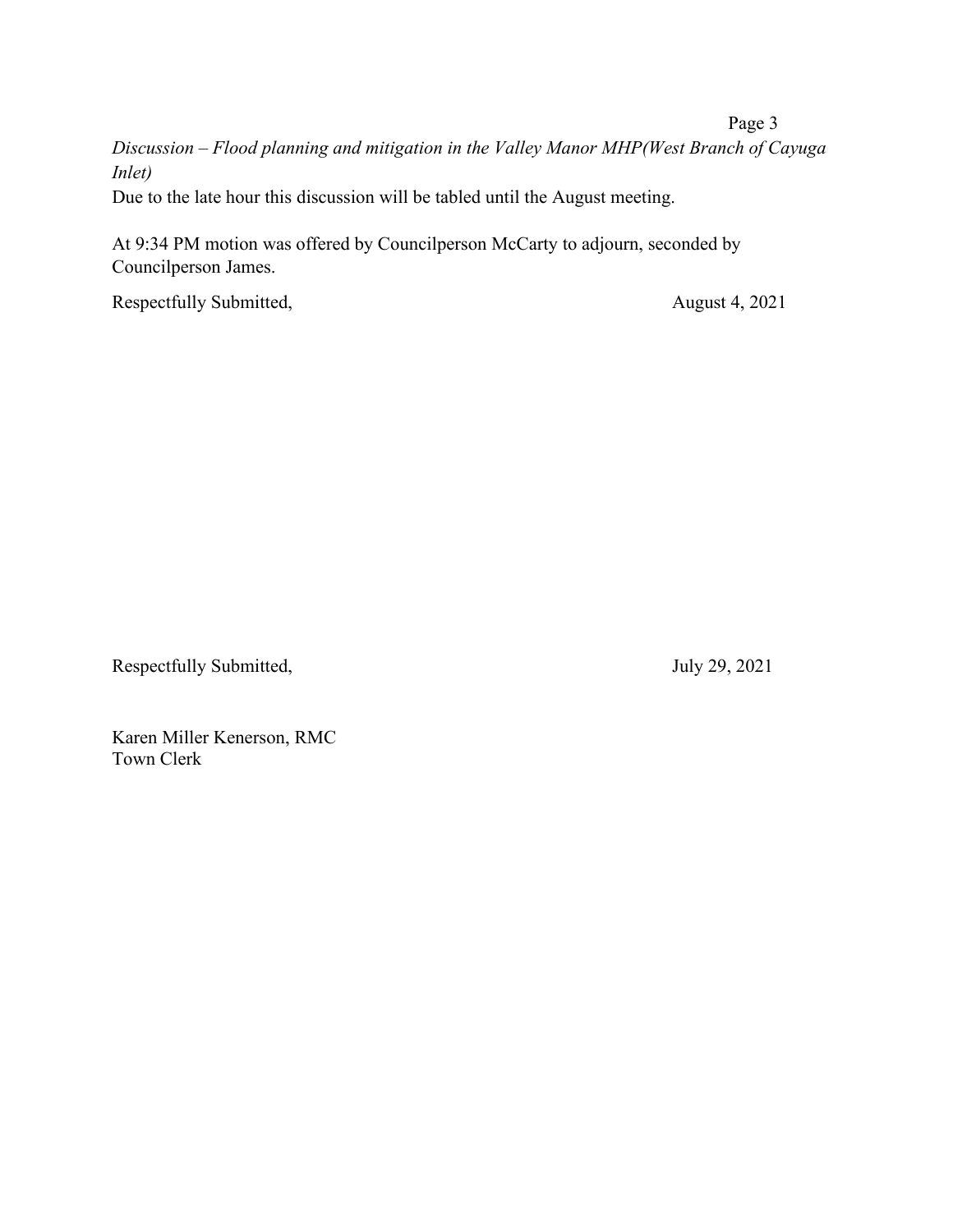*Discussion – Flood planning and mitigation in the Valley Manor MHP(West Branch of Cayuga Inlet)*

Due to the late hour this discussion will be tabled until the August meeting.

At 9:34 PM motion was offered by Councilperson McCarty to adjourn, seconded by Councilperson James.

Respectfully Submitted, August 4, 2021

Respectfully Submitted, July 29, 2021

Karen Miller Kenerson, RMC
Town Clerk